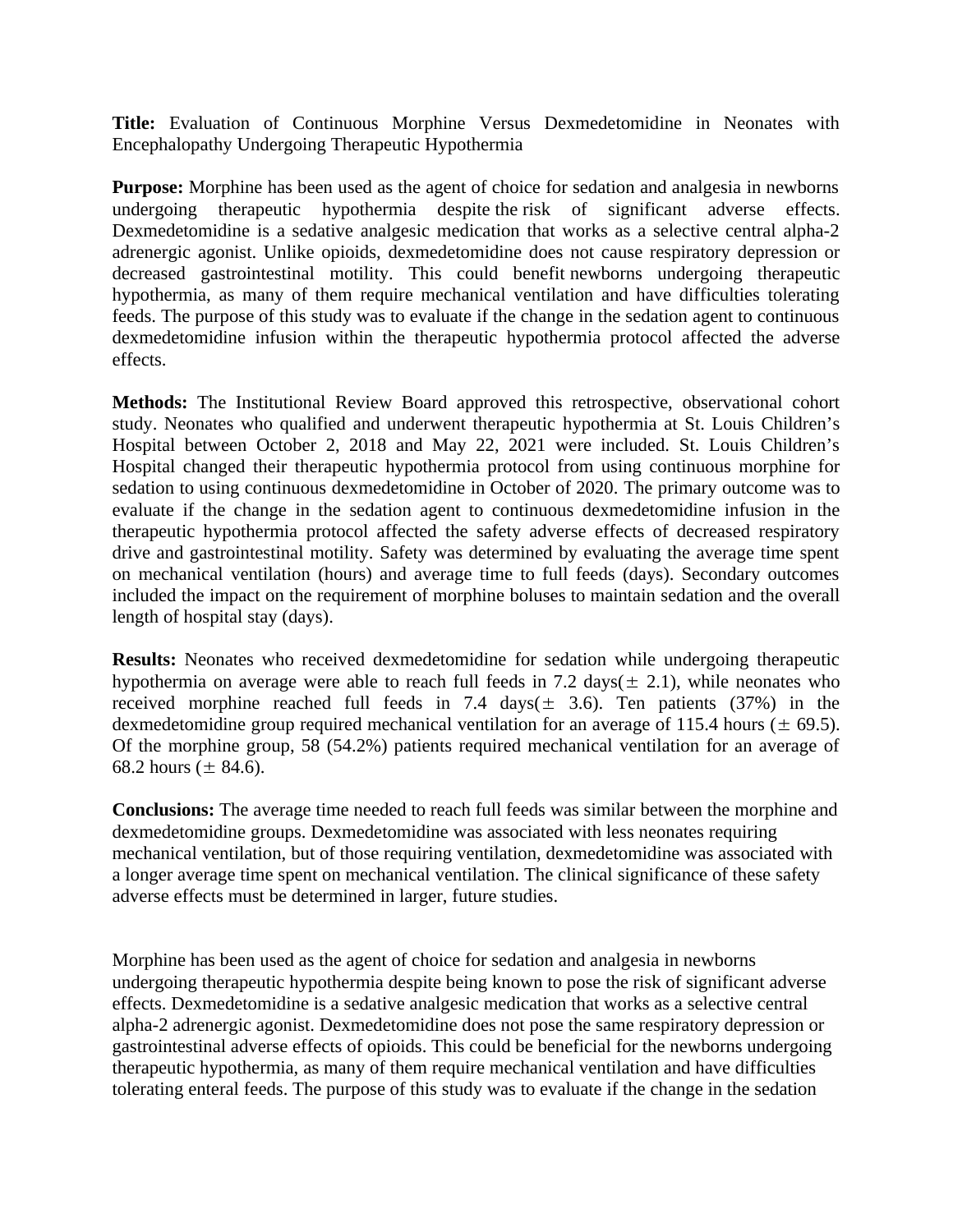**Title:** Evaluation of Continuous Morphine Versus Dexmedetomidine in Neonates with Encephalopathy Undergoing Therapeutic Hypothermia

**Purpose:** Morphine has been used as the agent of choice for sedation and analgesia in newborns undergoing therapeutic hypothermia despite the risk of significant adverse effects. Dexmedetomidine is a sedative analgesic medication that works as a selective central alpha-2 adrenergic agonist. Unlike opioids, dexmedetomidine does not cause respiratory depression or decreased gastrointestinal motility. This could benefit newborns undergoing therapeutic hypothermia, as many of them require mechanical ventilation and have difficulties tolerating feeds. The purpose of this study was to evaluate if the change in the sedation agent to continuous dexmedetomidine infusion within the therapeutic hypothermia protocol affected the adverse effects.

**Methods:** The Institutional Review Board approved this retrospective, observational cohort study. Neonates who qualified and underwent therapeutic hypothermia at St. Louis Children's Hospital between October 2, 2018 and May 22, 2021 were included. St. Louis Children's Hospital changed their therapeutic hypothermia protocol from using continuous morphine for sedation to using continuous dexmedetomidine in October of 2020. The primary outcome was to evaluate if the change in the sedation agent to continuous dexmedetomidine infusion in the therapeutic hypothermia protocol affected the safety adverse effects of decreased respiratory drive and gastrointestinal motility. Safety was determined by evaluating the average time spent on mechanical ventilation (hours) and average time to full feeds (days). Secondary outcomes included the impact on the requirement of morphine boluses to maintain sedation and the overall length of hospital stay (days).

**Results:** Neonates who received dexmedetomidine for sedation while undergoing therapeutic hypothermia on average were able to reach full feeds in 7.2 days($\pm$ 2.1), while neonates who received morphine reached full feeds in 7.4 days($\pm$ 3.6). Ten patients (37%) in the dexmedetomidine group required mechanical ventilation for an average of 115.4 hours ($\pm$ 69.5). Of the morphine group, 58 (54.2%) patients required mechanical ventilation for an average of 68.2 hours ($\pm$ 84.6).

**Conclusions:** The average time needed to reach full feeds was similar between the morphine and dexmedetomidine groups. Dexmedetomidine was associated with less neonates requiring mechanical ventilation, but of those requiring ventilation, dexmedetomidine was associated with a longer average time spent on mechanical ventilation. The clinical significance of these safety adverse effects must be determined in larger, future studies.

Morphine has been used as the agent of choice for sedation and analgesia in newborns undergoing therapeutic hypothermia despite being known to pose the risk of significant adverse effects. Dexmedetomidine is a sedative analgesic medication that works as a selective central alpha-2 adrenergic agonist. Dexmedetomidine does not pose the same respiratory depression or gastrointestinal adverse effects of opioids. This could be beneficial for the newborns undergoing therapeutic hypothermia, as many of them require mechanical ventilation and have difficulties tolerating enteral feeds. The purpose of this study was to evaluate if the change in the sedation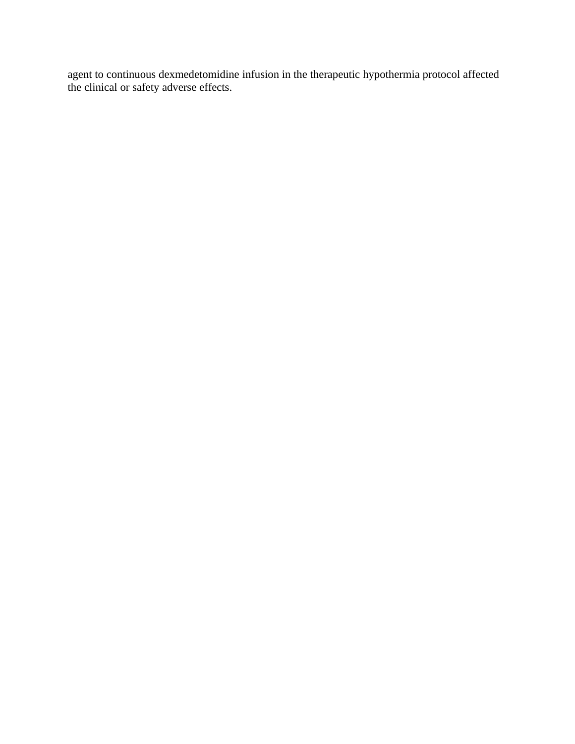agent to continuous dexmedetomidine infusion in the therapeutic hypothermia protocol affected the clinical or safety adverse effects.